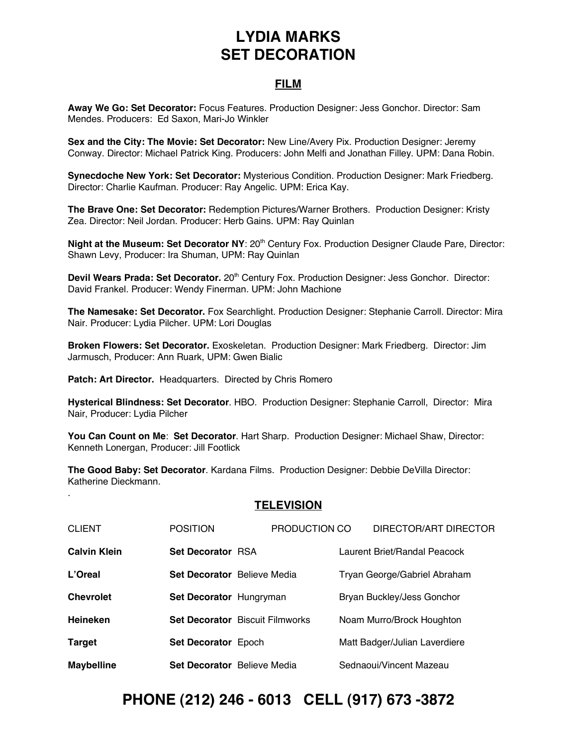# LYDIA MARKS
# SET DECORATION

## FILM

**Away We Go: Set Decorator:** Focus Features. Production Designer: Jess Gonchor. Director: Sam Mendes. Producers: Ed Saxon, Mari-Jo Winkler

**Sex and the City: The Movie: Set Decorator:** New Line/Avery Pix. Production Designer: Jeremy Conway. Director: Michael Patrick King. Producers: John Melfi and Jonathan Filley. UPM: Dana Robin.

**Synecdoche New York: Set Decorator:** Mysterious Condition. Production Designer: Mark Friedberg. Director: Charlie Kaufman. Producer: Ray Angelic. UPM: Erica Kay.

**The Brave One: Set Decorator:** Redemption Pictures/Warner Brothers. Production Designer: Kristy Zea. Director: Neil Jordan. Producer: Herb Gains. UPM: Ray Quinlan

**Night at the Museum: Set Decorator NY**: 20th Century Fox. Production Designer Claude Pare, Director: Shawn Levy, Producer: Ira Shuman, UPM: Ray Quinlan

**Devil Wears Prada: Set Decorator.** 20th Century Fox. Production Designer: Jess Gonchor. Director: David Frankel. Producer: Wendy Finerman. UPM: John Machione

**The Namesake: Set Decorator.** Fox Searchlight. Production Designer: Stephanie Carroll. Director: Mira Nair. Producer: Lydia Pilcher. UPM: Lori Douglas

**Broken Flowers: Set Decorator.** Exoskeletan. Production Designer: Mark Friedberg. Director: Jim Jarmusch, Producer: Ann Ruark, UPM: Gwen Bialic

**Patch: Art Director.** Headquarters. Directed by Chris Romero

**Hysterical Blindness: Set Decorator**. HBO. Production Designer: Stephanie Carroll, Director: Mira Nair, Producer: Lydia Pilcher

**You Can Count on Me**: **Set Decorator**. Hart Sharp. Production Designer: Michael Shaw, Director: Kenneth Lonergan, Producer: Jill Footlick

**The Good Baby: Set Decorator**. Kardana Films. Production Designer: Debbie DeVilla Director: Katherine Dieckmann.

## TELEVISION

| CLIENT | POSITION | PRODUCTION CO | DIRECTOR/ART DIRECTOR |
|---|---|---|---|
| **Calvin Klein** | **Set Decorator** | RSA | Laurent Briet/Randal Peacock |
| **L'Oreal** | **Set Decorator** | Believe Media | Tryan George/Gabriel Abraham |
| **Chevrolet** | **Set Decorator** | Hungryman | Bryan Buckley/Jess Gonchor |
| **Heineken** | **Set Decorator** | Biscuit Filmworks | Noam Murro/Brock Houghton |
| **Target** | **Set Decorator** | Epoch | Matt Badger/Julian Laverdiere |
| **Maybelline** | **Set Decorator** | Believe Media | Sednaoui/Vincent Mazeau |

**PHONE (212) 246 - 6013 CELL (917) 673 -3872**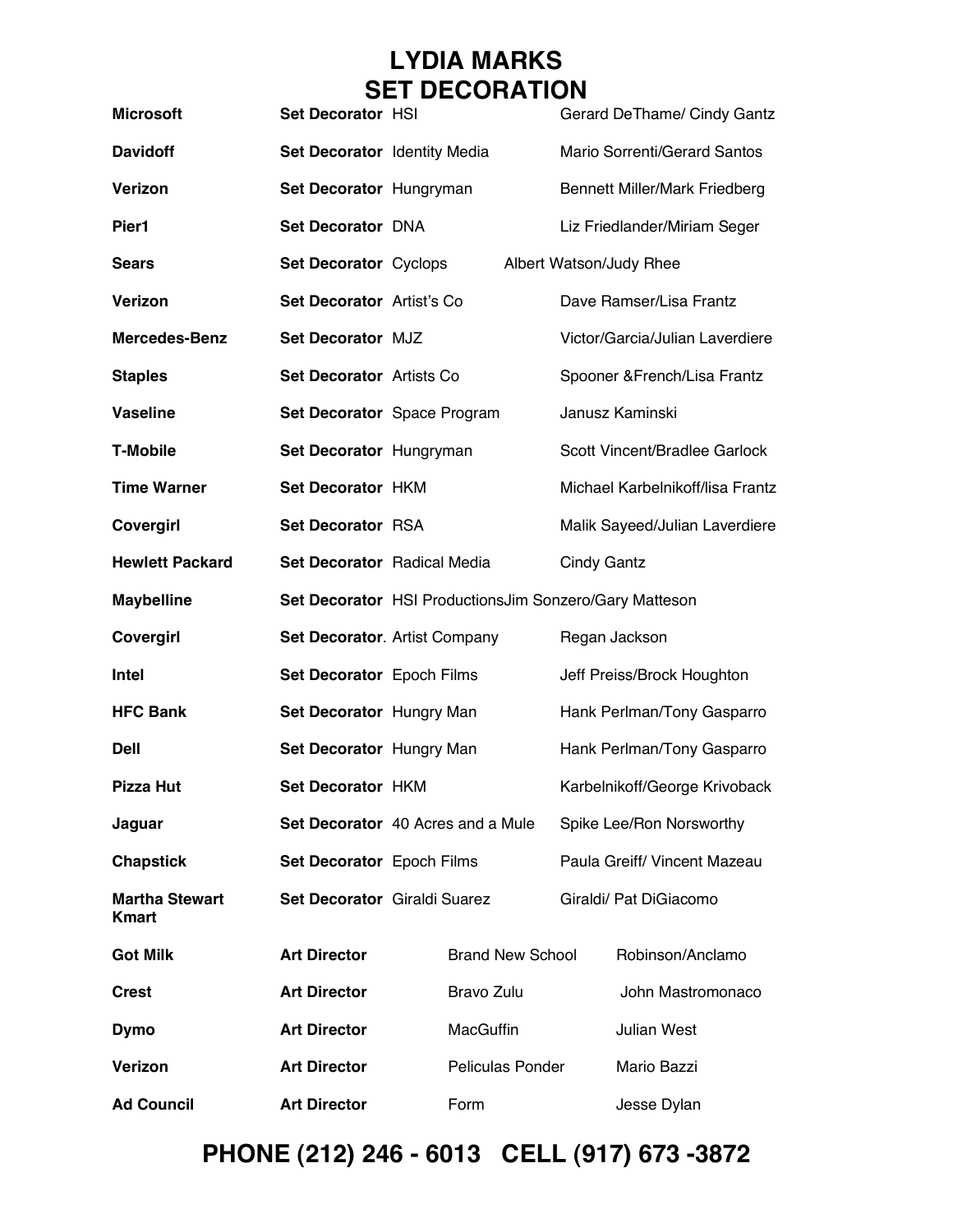# LYDIA MARKS
# SET DECORATION

| | | | |
|---|---|---|---|
| **Microsoft** | **Set Decorator** | HSI | Gerard DeThame/ Cindy Gantz |
| **Davidoff** | **Set Decorator** | Identity Media | Mario Sorrenti/Gerard Santos |
| **Verizon** | **Set Decorator** | Hungryman | Bennett Miller/Mark Friedberg |
| **Pier1** | **Set Decorator** | DNA | Liz Friedlander/Miriam Seger |
| **Sears** | **Set Decorator** | Cyclops | Albert Watson/Judy Rhee |
| **Verizon** | **Set Decorator** | Artist's Co | Dave Ramser/Lisa Frantz |
| **Mercedes-Benz** | **Set Decorator** | MJZ | Victor/Garcia/Julian Laverdiere |
| **Staples** | **Set Decorator** | Artists Co | Spooner &French/Lisa Frantz |
| **Vaseline** | **Set Decorator** | Space Program | Janusz Kaminski |
| **T-Mobile** | **Set Decorator** | Hungryman | Scott Vincent/Bradlee Garlock |
| **Time Warner** | **Set Decorator** | HKM | Michael Karbelnikoff/lisa Frantz |
| **Covergirl** | **Set Decorator** | RSA | Malik Sayeed/Julian Laverdiere |
| **Hewlett Packard** | **Set Decorator** | Radical Media | Cindy Gantz |
| **Maybelline** | **Set Decorator** | HSI Productions | Jim Sonzero/Gary Matteson |
| **Covergirl** | **Set Decorator**. | Artist Company | Regan Jackson |
| **Intel** | **Set Decorator** | Epoch Films | Jeff Preiss/Brock Houghton |
| **HFC Bank** | **Set Decorator** | Hungry Man | Hank Perlman/Tony Gasparro |
| **Dell** | **Set Decorator** | Hungry Man | Hank Perlman/Tony Gasparro |
| **Pizza Hut** | **Set Decorator** | HKM | Karbelnikoff/George Krivoback |
| **Jaguar** | **Set Decorator** | 40 Acres and a Mule | Spike Lee/Ron Norsworthy |
| **Chapstick** | **Set Decorator** | Epoch Films | Paula Greiff/ Vincent Mazeau |
| **Martha Stewart Kmart** | **Set Decorator** | Giraldi Suarez | Giraldi/ Pat DiGiacomo |
| **Got Milk** | **Art Director** | Brand New School | Robinson/Anclamo |
| **Crest** | **Art Director** | Bravo Zulu | John Mastromonaco |
| **Dymo** | **Art Director** | MacGuffin | Julian West |
| **Verizon** | **Art Director** | Peliculas Ponder | Mario Bazzi |
| **Ad Council** | **Art Director** | Form | Jesse Dylan |

**PHONE (212) 246 - 6013   CELL (917) 673 -3872**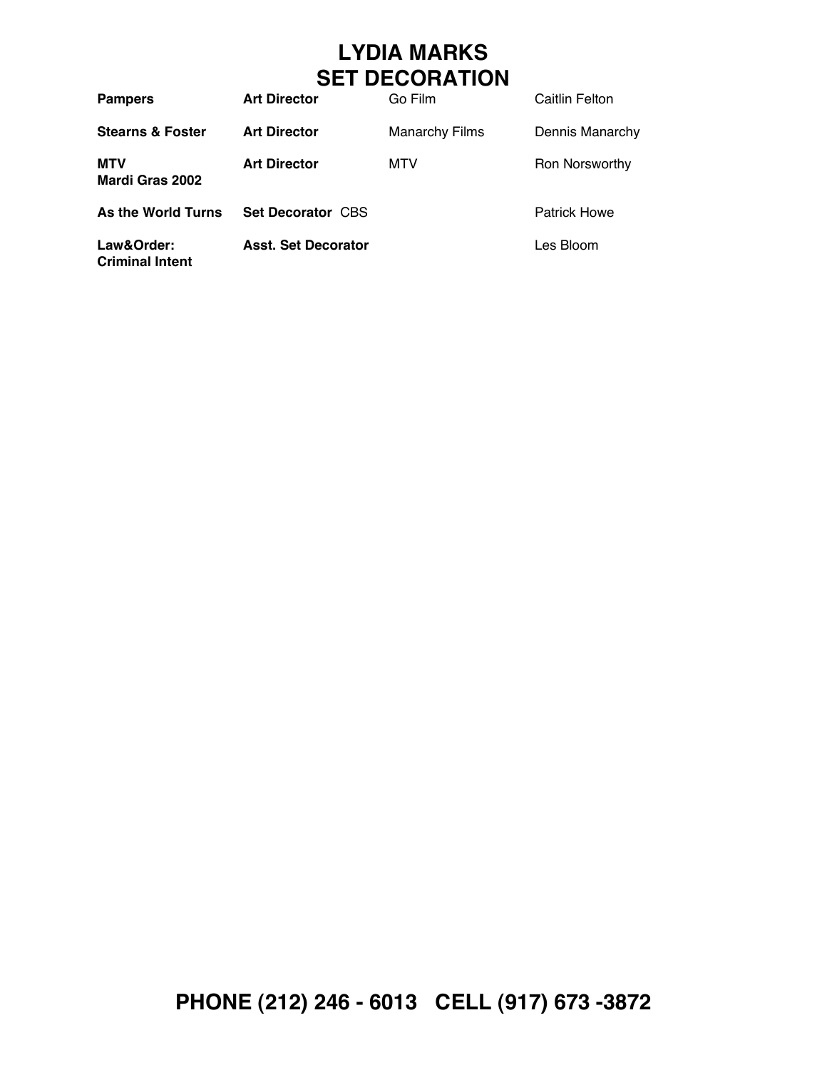# LYDIA MARKS
## SET DECORATION

| | | | |
|---|---|---|---|
| **Pampers** | **Art Director** | Go Film | Caitlin Felton |
| **Stearns & Foster** | **Art Director** | Manarchy Films | Dennis Manarchy |
| **MTV Mardi Gras 2002** | **Art Director** | MTV | Ron Norsworthy |
| **As the World Turns** | **Set Decorator** CBS | | Patrick Howe |
| **Law&Order: Criminal Intent** | **Asst. Set Decorator** | | Les Bloom |

**PHONE (212) 246 - 6013 CELL (917) 673 -3872**